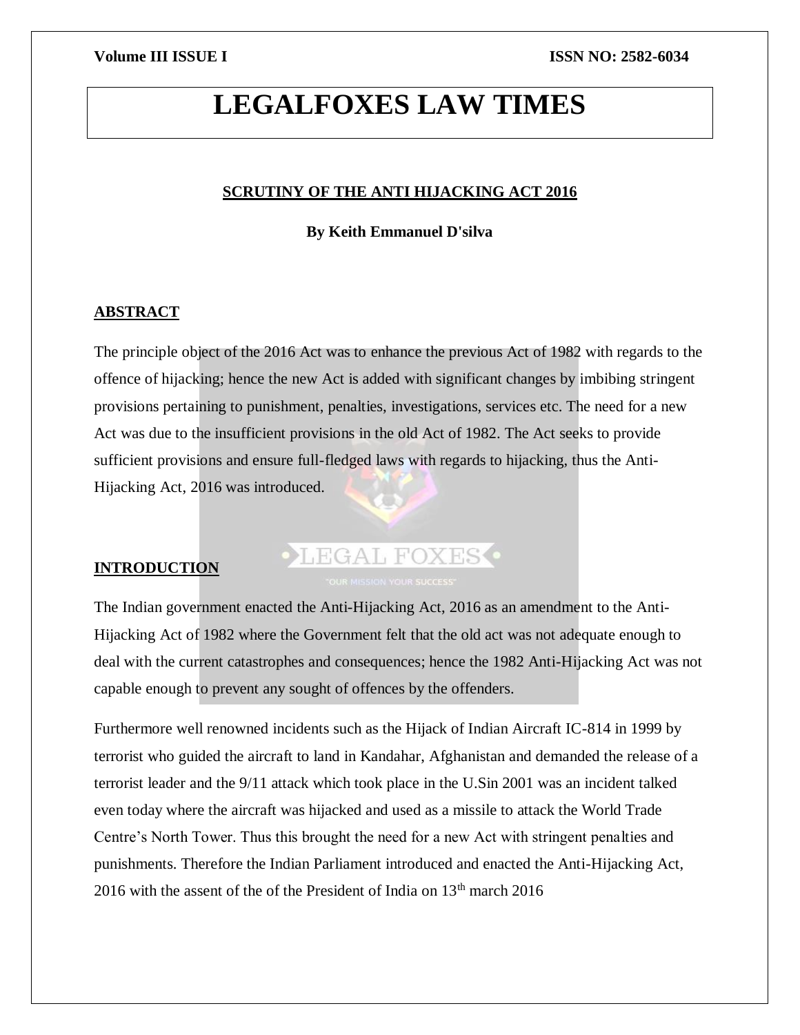# LEGALFOXES LAW TIMES

## SCRUTINY OF THE ANTI HIJACKING ACT 2016

**By Keith Emmanuel D'silva**

### ABSTRACT

The principle object of the 2016 Act was to enhance the previous Act of 1982 with regards to the offence of hijacking; hence the new Act is added with significant changes by imbibing stringent provisions pertaining to punishment, penalties, investigations, services etc. The need for a new Act was due to the insufficient provisions in the old Act of 1982. The Act seeks to provide sufficient provisions and ensure full-fledged laws with regards to hijacking, thus the Anti-Hijacking Act, 2016 was introduced.

### INTRODUCTION

The Indian government enacted the Anti-Hijacking Act, 2016 as an amendment to the Anti-Hijacking Act of 1982 where the Government felt that the old act was not adequate enough to deal with the current catastrophes and consequences; hence the 1982 Anti-Hijacking Act was not capable enough to prevent any sought of offences by the offenders.

Furthermore well renowned incidents such as the Hijack of Indian Aircraft IC-814 in 1999 by terrorist who guided the aircraft to land in Kandahar, Afghanistan and demanded the release of a terrorist leader and the 9/11 attack which took place in the U.Sin 2001 was an incident talked even today where the aircraft was hijacked and used as a missile to attack the World Trade Centre's North Tower. Thus this brought the need for a new Act with stringent penalties and punishments. Therefore the Indian Parliament introduced and enacted the Anti-Hijacking Act, 2016 with the assent of the of the President of India on 13th march 2016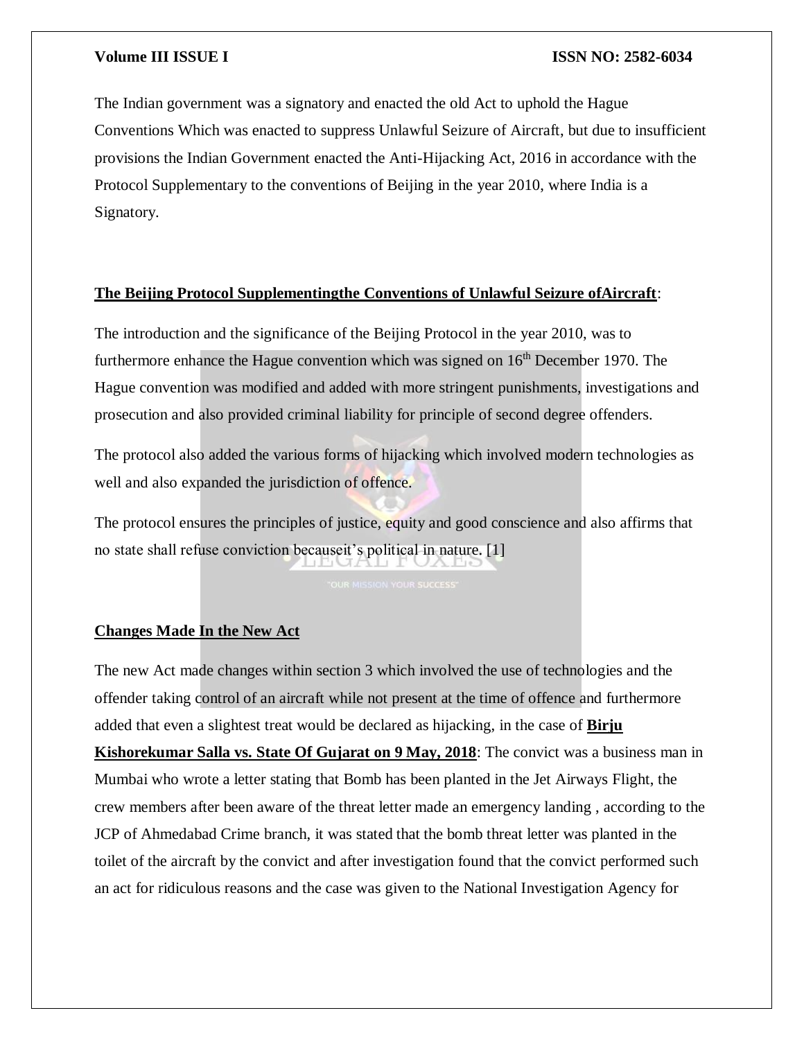The Indian government was a signatory and enacted the old Act to uphold the Hague Conventions Which was enacted to suppress Unlawful Seizure of Aircraft, but due to insufficient provisions the Indian Government enacted the Anti-Hijacking Act, 2016 in accordance with the Protocol Supplementary to the conventions of Beijing in the year 2010, where India is a Signatory.

**The Beijing Protocol Supplementingthe Conventions of Unlawful Seizure ofAircraft**:

The introduction and the significance of the Beijing Protocol in the year 2010, was to furthermore enhance the Hague convention which was signed on 16th December 1970. The Hague convention was modified and added with more stringent punishments, investigations and prosecution and also provided criminal liability for principle of second degree offenders.

The protocol also added the various forms of hijacking which involved modern technologies as well and also expanded the jurisdiction of offence.

The protocol ensures the principles of justice, equity and good conscience and also affirms that no state shall refuse conviction becauseit's political in nature. [1]

**Changes Made In the New Act**

The new Act made changes within section 3 which involved the use of technologies and the offender taking control of an aircraft while not present at the time of offence and furthermore added that even a slightest treat would be declared as hijacking, in the case of **Birju Kishorekumar Salla vs. State Of Gujarat on 9 May, 2018**: The convict was a business man in Mumbai who wrote a letter stating that Bomb has been planted in the Jet Airways Flight, the crew members after been aware of the threat letter made an emergency landing , according to the JCP of Ahmedabad Crime branch, it was stated that the bomb threat letter was planted in the toilet of the aircraft by the convict and after investigation found that the convict performed such an act for ridiculous reasons and the case was given to the National Investigation Agency for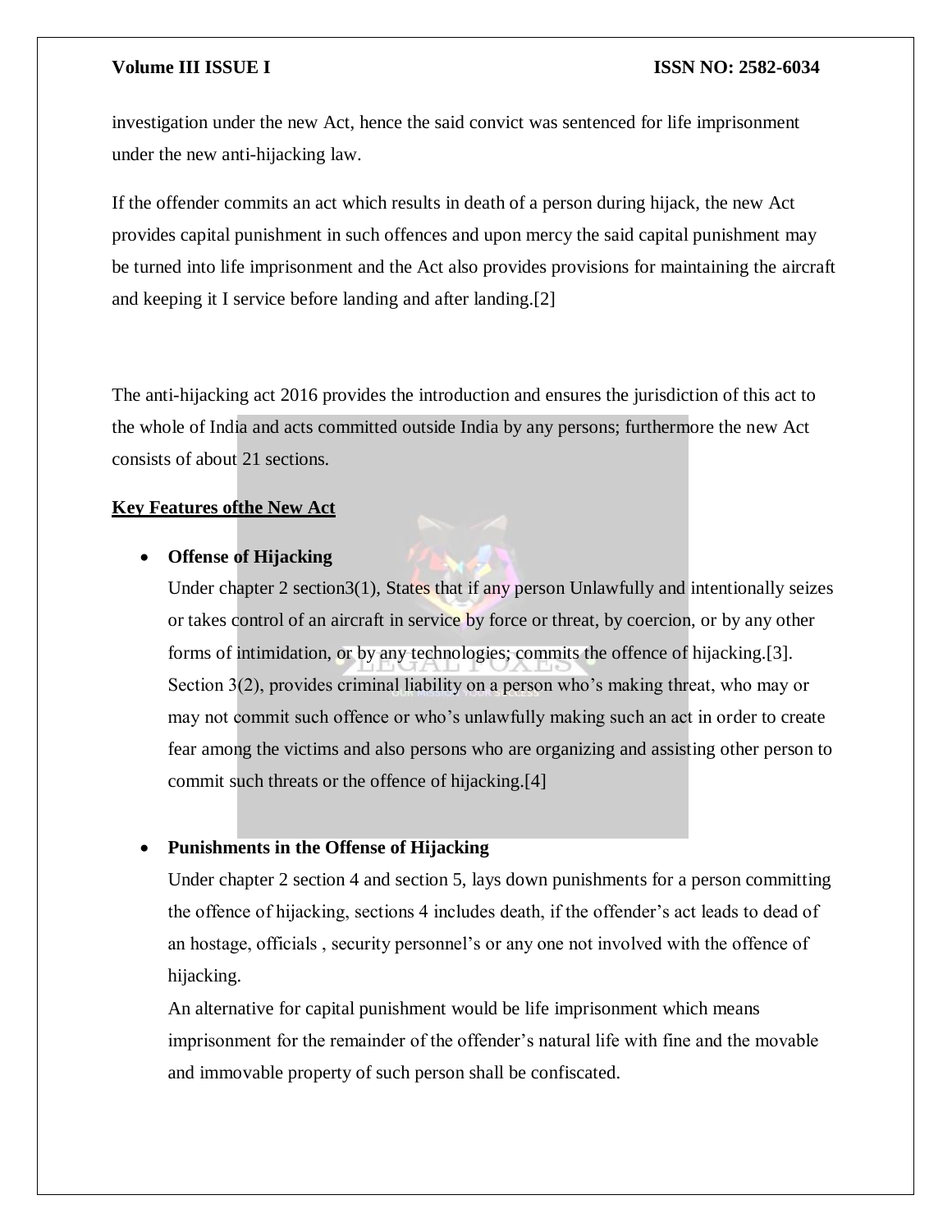investigation under the new Act, hence the said convict was sentenced for life imprisonment under the new anti-hijacking law.

If the offender commits an act which results in death of a person during hijack, the new Act provides capital punishment in such offences and upon mercy the said capital punishment may be turned into life imprisonment and the Act also provides provisions for maintaining the aircraft and keeping it I service before landing and after landing.[2]

The anti-hijacking act 2016 provides the introduction and ensures the jurisdiction of this act to the whole of India and acts committed outside India by any persons; furthermore the new Act consists of about 21 sections.

**Key Features ofthe New Act**

- **Offense of Hijacking**
  Under chapter 2 section3(1), States that if any person Unlawfully and intentionally seizes or takes control of an aircraft in service by force or threat, by coercion, or by any other forms of intimidation, or by any technologies; commits the offence of hijacking.[3]. Section 3(2), provides criminal liability on a person who's making threat, who may or may not commit such offence or who's unlawfully making such an act in order to create fear among the victims and also persons who are organizing and assisting other person to commit such threats or the offence of hijacking.[4]

- **Punishments in the Offense of Hijacking**
  Under chapter 2 section 4 and section 5, lays down punishments for a person committing the offence of hijacking, sections 4 includes death, if the offender's act leads to dead of an hostage, officials , security personnel's or any one not involved with the offence of hijacking.
  An alternative for capital punishment would be life imprisonment which means imprisonment for the remainder of the offender's natural life with fine and the movable and immovable property of such person shall be confiscated.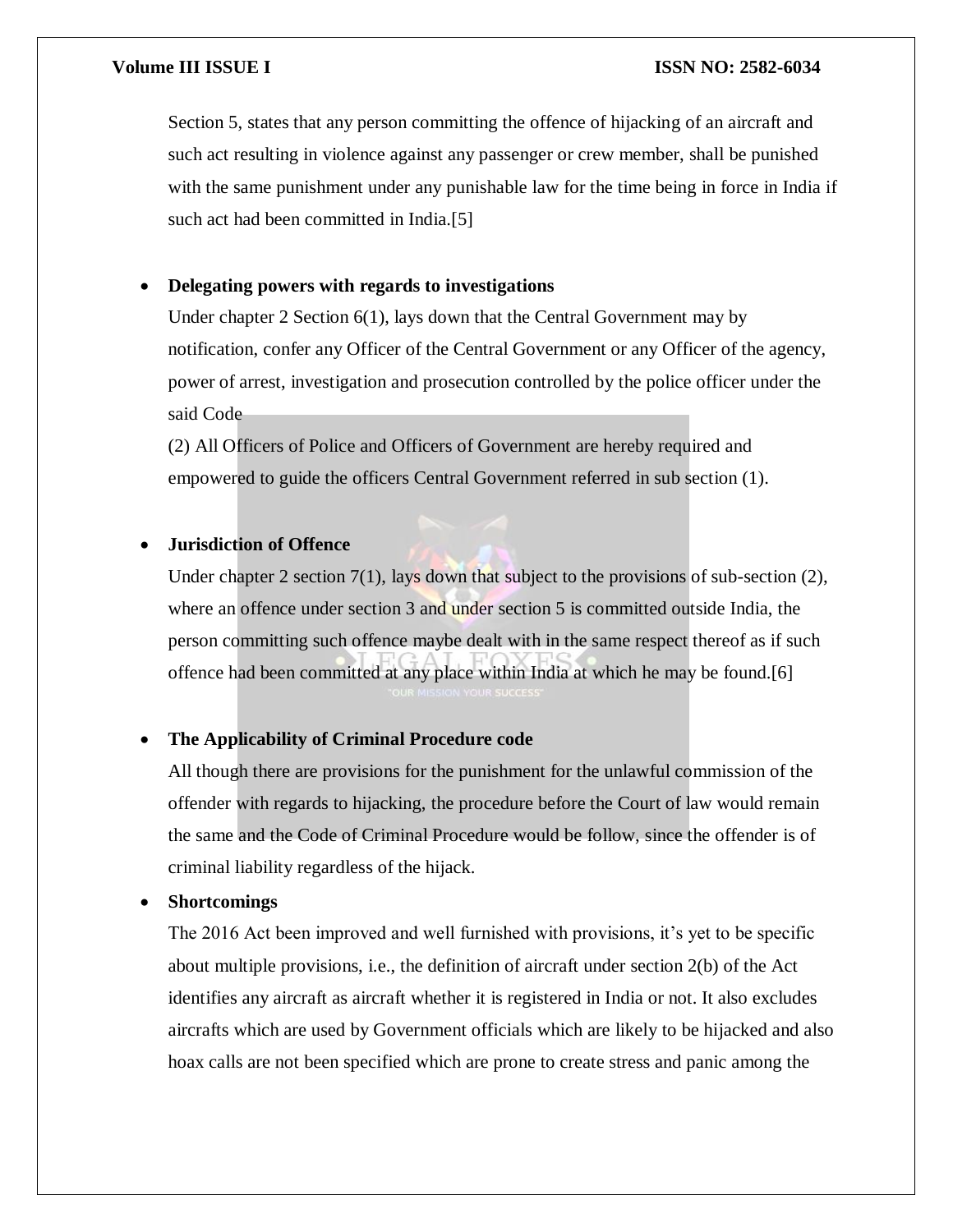Section 5, states that any person committing the offence of hijacking of an aircraft and such act resulting in violence against any passenger or crew member, shall be punished with the same punishment under any punishable law for the time being in force in India if such act had been committed in India.[5]

- **Delegating powers with regards to investigations**

  Under chapter 2 Section 6(1), lays down that the Central Government may by notification, confer any Officer of the Central Government or any Officer of the agency, power of arrest, investigation and prosecution controlled by the police officer under the said Code

  (2) All Officers of Police and Officers of Government are hereby required and empowered to guide the officers Central Government referred in sub section (1).

- **Jurisdiction of Offence**

  Under chapter 2 section 7(1), lays down that subject to the provisions of sub-section (2), where an offence under section 3 and under section 5 is committed outside India, the person committing such offence maybe dealt with in the same respect thereof as if such offence had been committed at any place within India at which he may be found.[6]

- **The Applicability of Criminal Procedure code**

  All though there are provisions for the punishment for the unlawful commission of the offender with regards to hijacking, the procedure before the Court of law would remain the same and the Code of Criminal Procedure would be follow, since the offender is of criminal liability regardless of the hijack.

- **Shortcomings**

  The 2016 Act been improved and well furnished with provisions, it's yet to be specific about multiple provisions, i.e., the definition of aircraft under section 2(b) of the Act identifies any aircraft as aircraft whether it is registered in India or not. It also excludes aircrafts which are used by Government officials which are likely to be hijacked and also hoax calls are not been specified which are prone to create stress and panic among the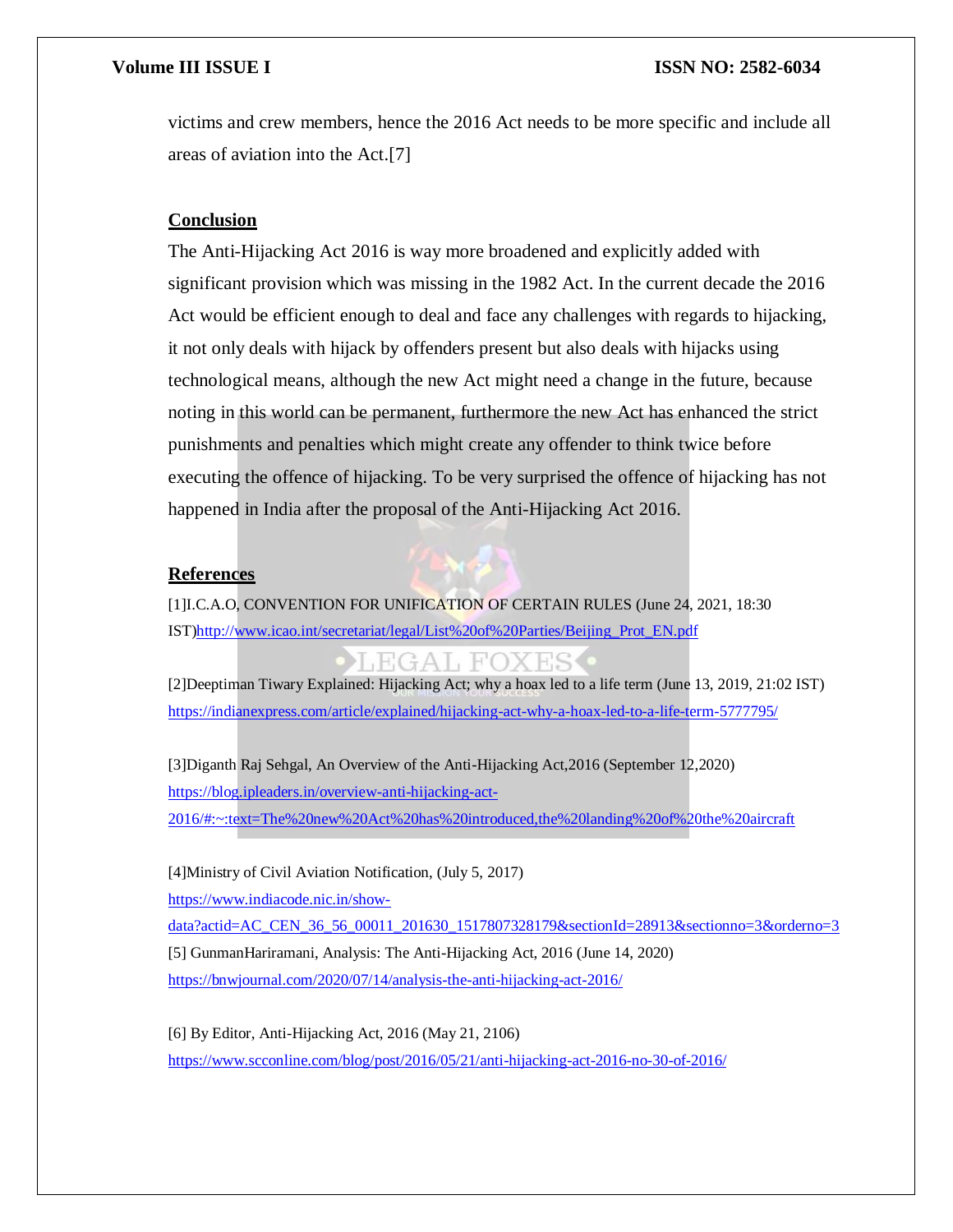victims and crew members, hence the 2016 Act needs to be more specific and include all areas of aviation into the Act.[7]

## Conclusion

The Anti-Hijacking Act 2016 is way more broadened and explicitly added with significant provision which was missing in the 1982 Act. In the current decade the 2016 Act would be efficient enough to deal and face any challenges with regards to hijacking, it not only deals with hijack by offenders present but also deals with hijacks using technological means, although the new Act might need a change in the future, because noting in this world can be permanent, furthermore the new Act has enhanced the strict punishments and penalties which might create any offender to think twice before executing the offence of hijacking. To be very surprised the offence of hijacking has not happened in India after the proposal of the Anti-Hijacking Act 2016.

## References

[1]I.C.A.O, CONVENTION FOR UNIFICATION OF CERTAIN RULES (June 24, 2021, 18:30 IST)http://www.icao.int/secretariat/legal/List%20of%20Parties/Beijing_Prot_EN.pdf

[2]Deeptiman Tiwary Explained: Hijacking Act; why a hoax led to a life term (June 13, 2019, 21:02 IST) https://indianexpress.com/article/explained/hijacking-act-why-a-hoax-led-to-a-life-term-5777795/

[3]Diganth Raj Sehgal, An Overview of the Anti-Hijacking Act,2016 (September 12,2020) https://blog.ipleaders.in/overview-anti-hijacking-act-2016/#:~:text=The%20new%20Act%20has%20introduced,the%20landing%20of%20the%20aircraft

[4]Ministry of Civil Aviation Notification, (July 5, 2017) https://www.indiacode.nic.in/show-data?actid=AC_CEN_36_56_00011_201630_1517807328179&sectionId=28913&sectionno=3&orderno=3

[5] GunmanHariramani, Analysis: The Anti-Hijacking Act, 2016 (June 14, 2020) https://bnwjournal.com/2020/07/14/analysis-the-anti-hijacking-act-2016/

[6] By Editor, Anti-Hijacking Act, 2016 (May 21, 2106) https://www.scconline.com/blog/post/2016/05/21/anti-hijacking-act-2016-no-30-of-2016/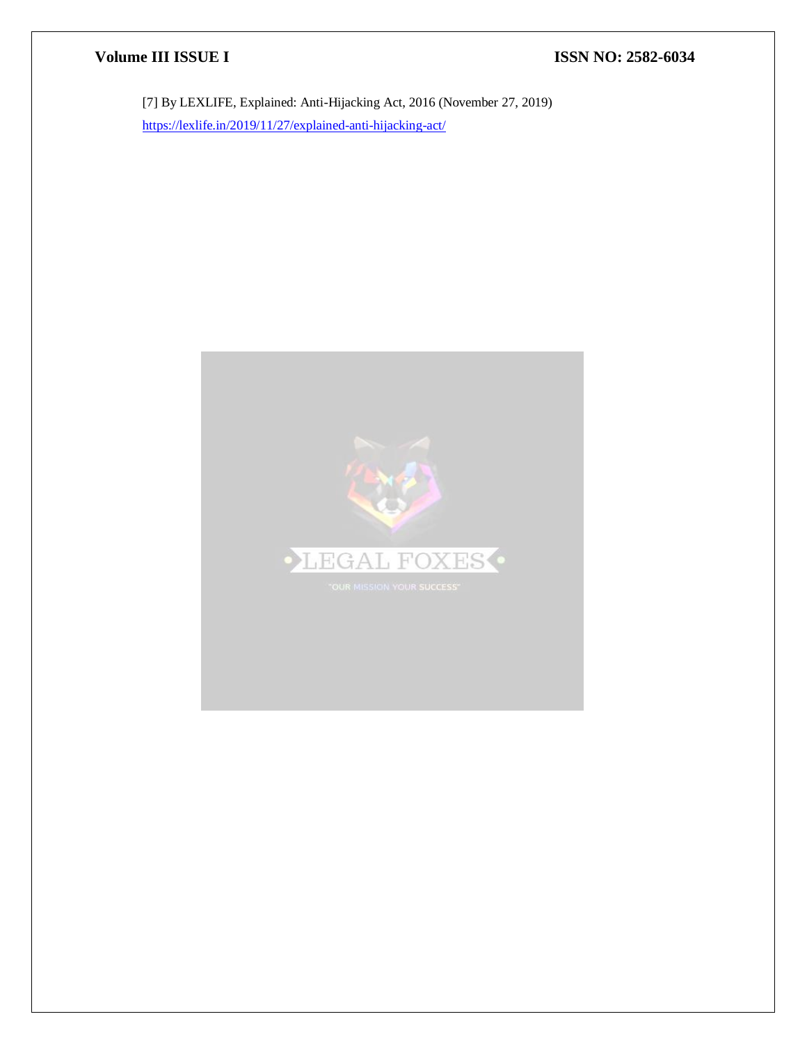[7] By LEXLIFE, Explained: Anti-Hijacking Act, 2016 (November 27, 2019) https://lexlife.in/2019/11/27/explained-anti-hijacking-act/